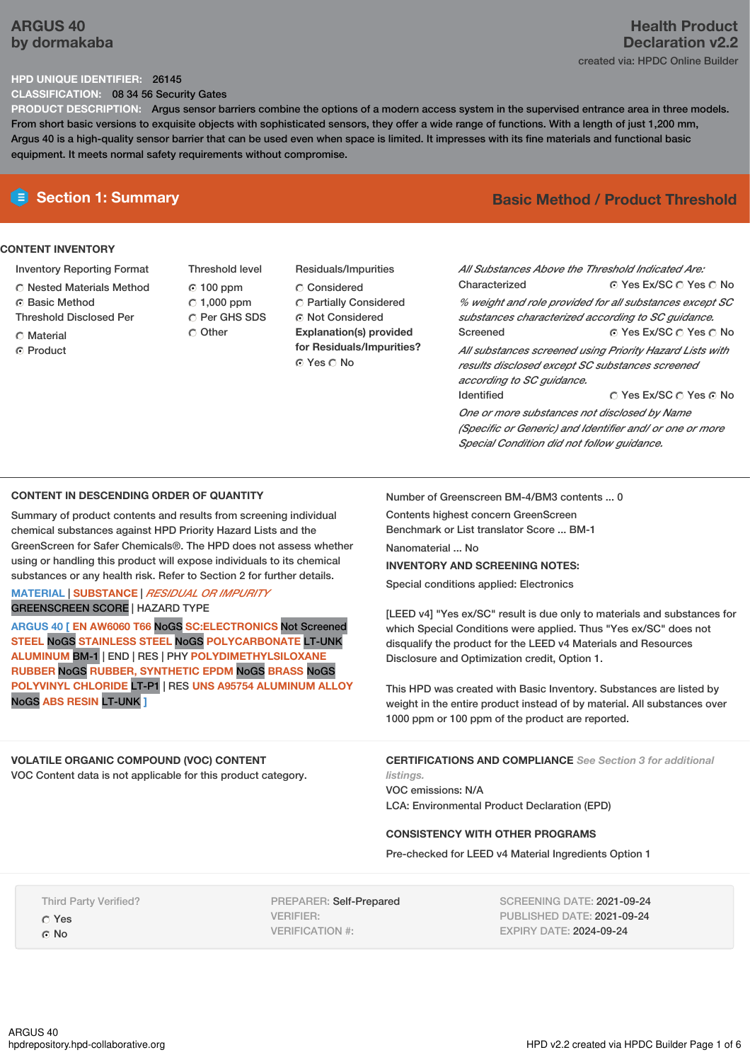# ARGUS 40
by dormakaba

**Health Product Declaration v2.2**
created via: HPDC Online Builder

**HPD UNIQUE IDENTIFIER:** 26145
**CLASSIFICATION:** 08 34 56 Security Gates
**PRODUCT DESCRIPTION:** Argus sensor barriers combine the options of a modern access system in the supervised entrance area in three models. From short basic versions to exquisite objects with sophisticated sensors, they offer a wide range of functions. With a length of just 1,200 mm, Argus 40 is a high-quality sensor barrier that can be used even when space is limited. It impresses with its fine materials and functional basic equipment. It meets normal safety requirements without compromise.

## Section 1: Summary

**Basic Method / Product Threshold**

### CONTENT INVENTORY

**Inventory Reporting Format**
- ○ Nested Materials Method
- ● Basic Method

**Threshold Disclosed Per**
- ○ Material
- ● Product

**Threshold level**
- ● 100 ppm
- ○ 1,000 ppm
- ○ Per GHS SDS
- ○ Other

**Residuals/Impurities**
- ○ Considered
- ○ Partially Considered
- ● Not Considered

**Explanation(s) provided for Residuals/Impurities?**
● Yes ○ No

*All Substances Above the Threshold Indicated Are:*

Characterized: ● Yes Ex/SC ○ Yes ○ No
*% weight and role provided for all substances except SC substances characterized according to SC guidance.*

Screened: ● Yes Ex/SC ○ Yes ○ No
*All substances screened using Priority Hazard Lists with results disclosed except SC substances screened according to SC guidance.*

Identified: ○ Yes Ex/SC ○ Yes ● No
*One or more substances not disclosed by Name (Specific or Generic) and Identifier and/ or one or more Special Condition did not follow guidance.*

### CONTENT IN DESCENDING ORDER OF QUANTITY

Summary of product contents and results from screening individual chemical substances against HPD Priority Hazard Lists and the GreenScreen for Safer Chemicals®. The HPD does not assess whether using or handling this product will expose individuals to its chemical substances or any health risk. Refer to Section 2 for further details.

MATERIAL | SUBSTANCE | *RESIDUAL OR IMPURITY*
GREENSCREEN SCORE | HAZARD TYPE

ARGUS 40 [ EN AW6060 T66 NoGS SC:ELECTRONICS Not Screened STEEL NoGS STAINLESS STEEL NoGS POLYCARBONATE LT-UNK ALUMINUM BM-1 | END | RES | PHY POLYDIMETHYLSILOXANE RUBBER NoGS RUBBER, SYNTHETIC EPDM NoGS BRASS NoGS POLYVINYL CHLORIDE LT-P1 | RES UNS A95754 ALUMINUM ALLOY NoGS ABS RESIN LT-UNK ]

Number of Greenscreen BM-4/BM3 contents ... 0

Contents highest concern GreenScreen Benchmark or List translator Score ... BM-1

Nanomaterial ... No

**INVENTORY AND SCREENING NOTES:**

Special conditions applied: Electronics

[LEED v4] "Yes ex/SC" result is due only to materials and substances for which Special Conditions were applied. Thus "Yes ex/SC" does not disqualify the product for the LEED v4 Materials and Resources Disclosure and Optimization credit, Option 1.

This HPD was created with Basic Inventory. Substances are listed by weight in the entire product instead of by material. All substances over 1000 ppm or 100 ppm of the product are reported.

### VOLATILE ORGANIC COMPOUND (VOC) CONTENT

VOC Content data is not applicable for this product category.

### CERTIFICATIONS AND COMPLIANCE *See Section 3 for additional listings.*

VOC emissions: N/A
LCA: Environmental Product Declaration (EPD)

### CONSISTENCY WITH OTHER PROGRAMS

Pre-checked for LEED v4 Material Ingredients Option 1

Third Party Verified?
- ○ Yes
- ● No

PREPARER: Self-Prepared
VERIFIER:
VERIFICATION #:

SCREENING DATE: 2021-09-24
PUBLISHED DATE: 2021-09-24
EXPIRY DATE: 2024-09-24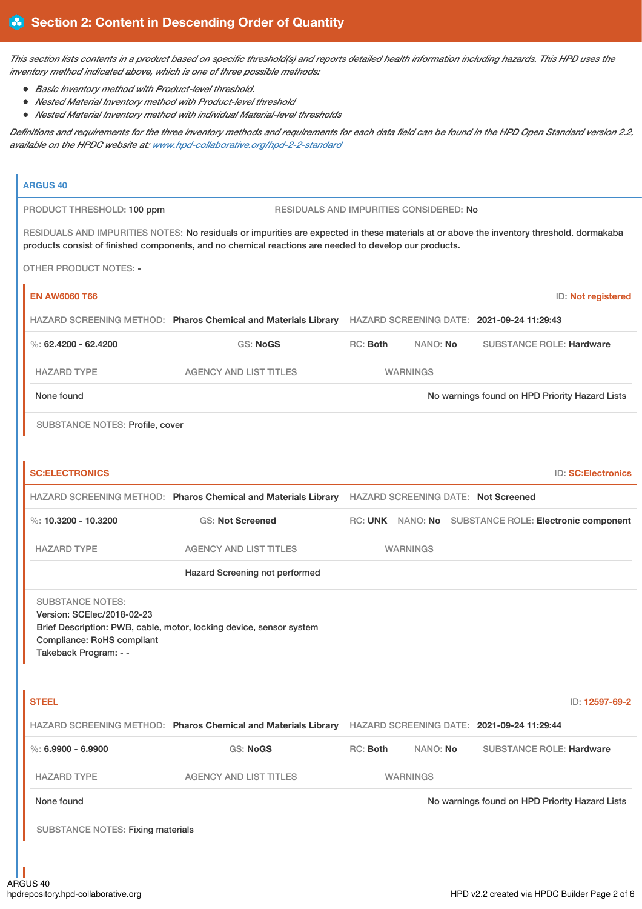## Section 2: Content in Descending Order of Quantity

*This section lists contents in a product based on specific threshold(s) and reports detailed health information including hazards. This HPD uses the inventory method indicated above, which is one of three possible methods:*

- *Basic Inventory method with Product-level threshold.*
- *Nested Material Inventory method with Product-level threshold*
- *Nested Material Inventory method with individual Material-level thresholds*

*Definitions and requirements for the three inventory methods and requirements for each data field can be found in the HPD Open Standard version 2.2, available on the HPDC website at: www.hpd-collaborative.org/hpd-2-2-standard*

### ARGUS 40

PRODUCT THRESHOLD: 100 ppm

RESIDUALS AND IMPURITIES CONSIDERED: No

RESIDUALS AND IMPURITIES NOTES: No residuals or impurities are expected in these materials at or above the inventory threshold. dormakaba products consist of finished components, and no chemical reactions are needed to develop our products.

OTHER PRODUCT NOTES: -

#### EN AW6060 T66

ID: Not registered

HAZARD SCREENING METHOD: Pharos Chemical and Materials Library

HAZARD SCREENING DATE: 2021-09-24 11:29:43

%: 62.4200 - 62.4200 | GS: NoGS | RC: Both | NANO: No | SUBSTANCE ROLE: Hardware

| HAZARD TYPE | AGENCY AND LIST TITLES | WARNINGS |
| --- | --- | --- |
| None found | | No warnings found on HPD Priority Hazard Lists |

SUBSTANCE NOTES: Profile, cover

#### SC:ELECTRONICS

ID: SC:Electronics

HAZARD SCREENING METHOD: Pharos Chemical and Materials Library

HAZARD SCREENING DATE: Not Screened

%: 10.3200 - 10.3200 | GS: Not Screened | RC: UNK | NANO: No | SUBSTANCE ROLE: Electronic component

| HAZARD TYPE | AGENCY AND LIST TITLES | WARNINGS |
| --- | --- | --- |
| | Hazard Screening not performed | |

SUBSTANCE NOTES:
Version: SCElec/2018-02-23
Brief Description: PWB, cable, motor, locking device, sensor system
Compliance: RoHS compliant
Takeback Program: - -

#### STEEL

ID: 12597-69-2

HAZARD SCREENING METHOD: Pharos Chemical and Materials Library

HAZARD SCREENING DATE: 2021-09-24 11:29:44

%: 6.9900 - 6.9900 | GS: NoGS | RC: Both | NANO: No | SUBSTANCE ROLE: Hardware

| HAZARD TYPE | AGENCY AND LIST TITLES | WARNINGS |
| --- | --- | --- |
| None found | | No warnings found on HPD Priority Hazard Lists |

SUBSTANCE NOTES: Fixing materials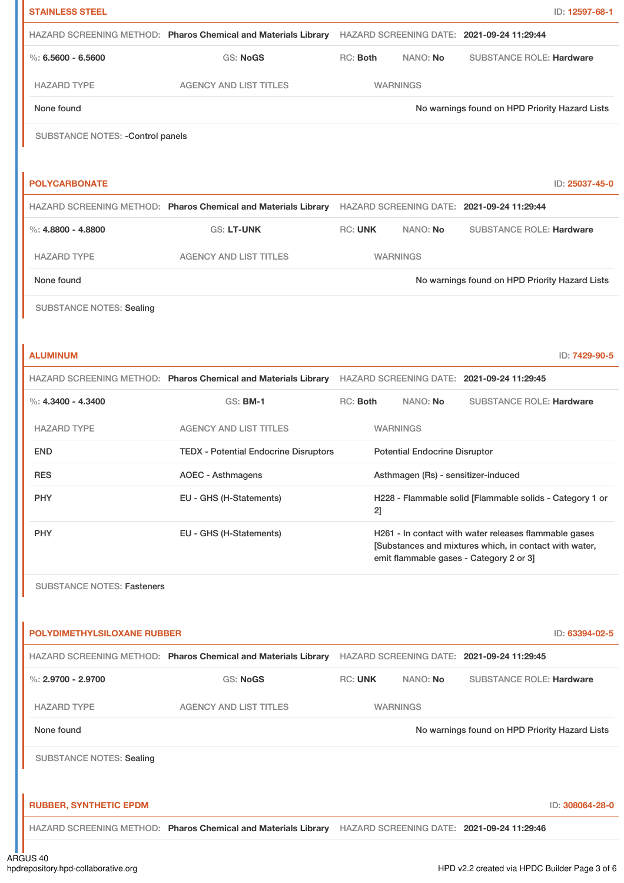## STAINLESS STEEL

ID: 12597-68-1

HAZARD SCREENING METHOD: **Pharos Chemical and Materials Library** HAZARD SCREENING DATE: **2021-09-24 11:29:44**

%: **6.5600 - 6.5600** GS: **NoGS** RC: **Both** NANO: **No** SUBSTANCE ROLE: **Hardware**

| HAZARD TYPE | AGENCY AND LIST TITLES | WARNINGS |
|---|---|---|
| None found | | No warnings found on HPD Priority Hazard Lists |

SUBSTANCE NOTES: -Control panels

## POLYCARBONATE

ID: 25037-45-0

HAZARD SCREENING METHOD: **Pharos Chemical and Materials Library** HAZARD SCREENING DATE: **2021-09-24 11:29:44**

%: **4.8800 - 4.8800** GS: **LT-UNK** RC: **UNK** NANO: **No** SUBSTANCE ROLE: **Hardware**

| HAZARD TYPE | AGENCY AND LIST TITLES | WARNINGS |
|---|---|---|
| None found | | No warnings found on HPD Priority Hazard Lists |

SUBSTANCE NOTES: Sealing

## ALUMINUM

ID: 7429-90-5

HAZARD SCREENING METHOD: **Pharos Chemical and Materials Library** HAZARD SCREENING DATE: **2021-09-24 11:29:45**

%: **4.3400 - 4.3400** GS: **BM-1** RC: **Both** NANO: **No** SUBSTANCE ROLE: **Hardware**

| HAZARD TYPE | AGENCY AND LIST TITLES | WARNINGS |
|---|---|---|
| END | TEDX - Potential Endocrine Disruptors | Potential Endocrine Disruptor |
| RES | AOEC - Asthmagens | Asthmagen (Rs) - sensitizer-induced |
| PHY | EU - GHS (H-Statements) | H228 - Flammable solid [Flammable solids - Category 1 or 2] |
| PHY | EU - GHS (H-Statements) | H261 - In contact with water releases flammable gases [Substances and mixtures which, in contact with water, emit flammable gases - Category 2 or 3] |

SUBSTANCE NOTES: Fasteners

## POLYDIMETHYLSILOXANE RUBBER

ID: 63394-02-5

HAZARD SCREENING METHOD: **Pharos Chemical and Materials Library** HAZARD SCREENING DATE: **2021-09-24 11:29:45**

%: **2.9700 - 2.9700** GS: **NoGS** RC: **UNK** NANO: **No** SUBSTANCE ROLE: **Hardware**

| HAZARD TYPE | AGENCY AND LIST TITLES | WARNINGS |
|---|---|---|
| None found | | No warnings found on HPD Priority Hazard Lists |

SUBSTANCE NOTES: Sealing

## RUBBER, SYNTHETIC EPDM

ID: 308064-28-0

HAZARD SCREENING METHOD: **Pharos Chemical and Materials Library** HAZARD SCREENING DATE: **2021-09-24 11:29:46**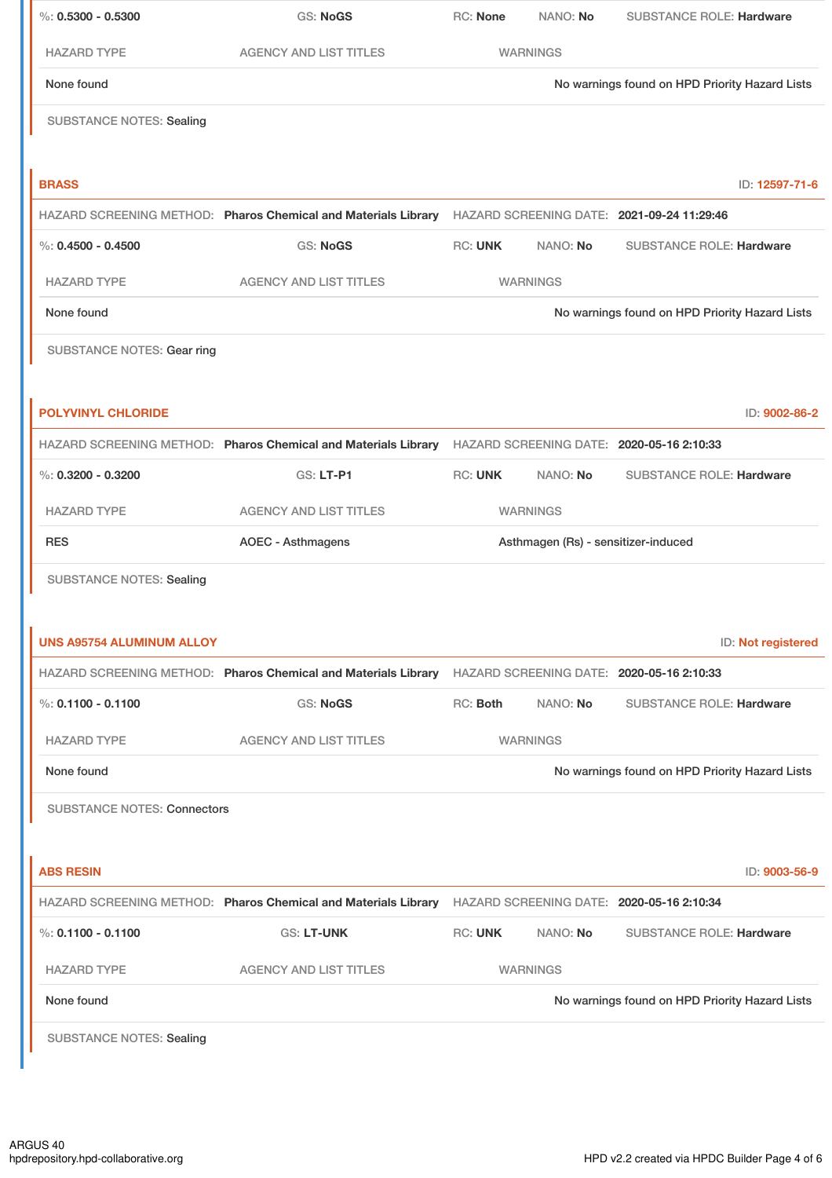%: 0.5300 - 0.5300 | GS: NoGS | RC: None | NANO: No | SUBSTANCE ROLE: Hardware

| HAZARD TYPE | AGENCY AND LIST TITLES | WARNINGS |
| --- | --- | --- |
| None found | | No warnings found on HPD Priority Hazard Lists |

SUBSTANCE NOTES: Sealing

### BRASS

ID: 12597-71-6

HAZARD SCREENING METHOD: **Pharos Chemical and Materials Library** HAZARD SCREENING DATE: **2021-09-24 11:29:46**

%: **0.4500 - 0.4500** | GS: **NoGS** | RC: **UNK** | NANO: **No** | SUBSTANCE ROLE: **Hardware**

| HAZARD TYPE | AGENCY AND LIST TITLES | WARNINGS |
| --- | --- | --- |
| None found | | No warnings found on HPD Priority Hazard Lists |

SUBSTANCE NOTES: Gear ring

### POLYVINYL CHLORIDE

ID: 9002-86-2

HAZARD SCREENING METHOD: **Pharos Chemical and Materials Library** HAZARD SCREENING DATE: **2020-05-16 2:10:33**

%: **0.3200 - 0.3200** | GS: **LT-P1** | RC: **UNK** | NANO: **No** | SUBSTANCE ROLE: **Hardware**

| HAZARD TYPE | AGENCY AND LIST TITLES | WARNINGS |
| --- | --- | --- |
| RES | AOEC - Asthmagens | Asthmagen (Rs) - sensitizer-induced |

SUBSTANCE NOTES: Sealing

### UNS A95754 ALUMINUM ALLOY

ID: Not registered

HAZARD SCREENING METHOD: **Pharos Chemical and Materials Library** HAZARD SCREENING DATE: **2020-05-16 2:10:33**

%: **0.1100 - 0.1100** | GS: **NoGS** | RC: **Both** | NANO: **No** | SUBSTANCE ROLE: **Hardware**

| HAZARD TYPE | AGENCY AND LIST TITLES | WARNINGS |
| --- | --- | --- |
| None found | | No warnings found on HPD Priority Hazard Lists |

SUBSTANCE NOTES: Connectors

### ABS RESIN

ID: 9003-56-9

HAZARD SCREENING METHOD: **Pharos Chemical and Materials Library** HAZARD SCREENING DATE: **2020-05-16 2:10:34**

%: **0.1100 - 0.1100** | GS: **LT-UNK** | RC: **UNK** | NANO: **No** | SUBSTANCE ROLE: **Hardware**

| HAZARD TYPE | AGENCY AND LIST TITLES | WARNINGS |
| --- | --- | --- |
| None found | | No warnings found on HPD Priority Hazard Lists |

SUBSTANCE NOTES: Sealing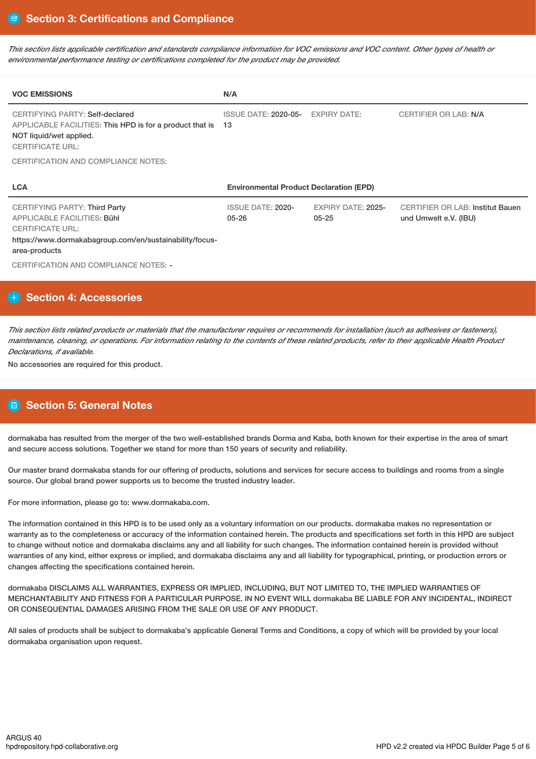## Section 3: Certifications and Compliance

*This section lists applicable certification and standards compliance information for VOC emissions and VOC content. Other types of health or environmental performance testing or certifications completed for the product may be provided.*

| VOC EMISSIONS | N/A | | |
|---|---|---|---|
| CERTIFYING PARTY: Self-declared<br>APPLICABLE FACILITIES: This HPD is for a product that is NOT liquid/wet applied.<br>CERTIFICATE URL: | ISSUE DATE: 2020-05-13 | EXPIRY DATE: | CERTIFIER OR LAB: N/A |

CERTIFICATION AND COMPLIANCE NOTES:

| LCA | Environmental Product Declaration (EPD) | | |
|---|---|---|---|
| CERTIFYING PARTY: Third Party<br>APPLICABLE FACILITIES: Bühl<br>CERTIFICATE URL:<br>https://www.dormakabagroup.com/en/sustainability/focus-area-products | ISSUE DATE: 2020-05-26 | EXPIRY DATE: 2025-05-25 | CERTIFIER OR LAB: Institut Bauen und Umwelt e.V. (IBU) |

CERTIFICATION AND COMPLIANCE NOTES: -

## Section 4: Accessories

*This section lists related products or materials that the manufacturer requires or recommends for installation (such as adhesives or fasteners), maintenance, cleaning, or operations. For information relating to the contents of these related products, refer to their applicable Health Product Declarations, if available.*

No accessories are required for this product.

## Section 5: General Notes

dormakaba has resulted from the merger of the two well-established brands Dorma and Kaba, both known for their expertise in the area of smart and secure access solutions. Together we stand for more than 150 years of security and reliability.

Our master brand dormakaba stands for our offering of products, solutions and services for secure access to buildings and rooms from a single source. Our global brand power supports us to become the trusted industry leader.

For more information, please go to: www.dormakaba.com.

The information contained in this HPD is to be used only as a voluntary information on our products. dormakaba makes no representation or warranty as to the completeness or accuracy of the information contained herein. The products and specifications set forth in this HPD are subject to change without notice and dormakaba disclaims any and all liability for such changes. The information contained herein is provided without warranties of any kind, either express or implied, and dormakaba disclaims any and all liability for typographical, printing, or production errors or changes affecting the specifications contained herein.

dormakaba DISCLAIMS ALL WARRANTIES, EXPRESS OR IMPLIED, INCLUDING, BUT NOT LIMITED TO, THE IMPLIED WARRANTIES OF MERCHANTABILITY AND FITNESS FOR A PARTICULAR PURPOSE. IN NO EVENT WILL dormakaba BE LIABLE FOR ANY INCIDENTAL, INDIRECT OR CONSEQUENTIAL DAMAGES ARISING FROM THE SALE OR USE OF ANY PRODUCT.

All sales of products shall be subject to dormakaba's applicable General Terms and Conditions, a copy of which will be provided by your local dormakaba organisation upon request.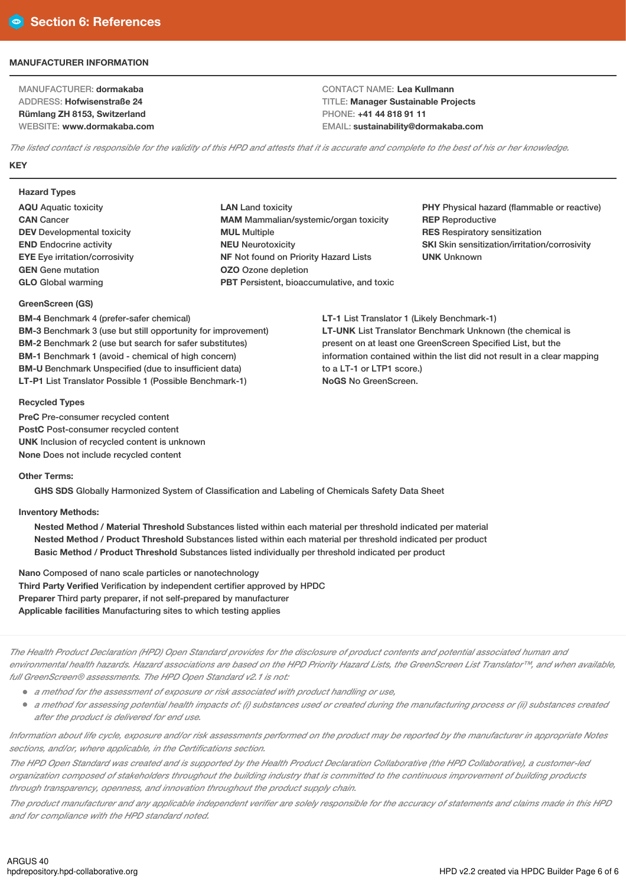## Section 6: References

### MANUFACTURER INFORMATION

MANUFACTURER: **dormakaba**
ADDRESS: **Hofwisenstraße 24**
**Rümlang ZH 8153, Switzerland**
WEBSITE: **www.dormakaba.com**

CONTACT NAME: **Lea Kullmann**
TITLE: **Manager Sustainable Projects**
PHONE: **+41 44 818 91 11**
EMAIL: **sustainability@dormakaba.com**

*The listed contact is responsible for the validity of this HPD and attests that it is accurate and complete to the best of his or her knowledge.*

### KEY

**Hazard Types**

**AQU** Aquatic toxicity
**CAN** Cancer
**DEV** Developmental toxicity
**END** Endocrine activity
**EYE** Eye irritation/corrosivity
**GEN** Gene mutation
**GLO** Global warming
**LAN** Land toxicity
**MAM** Mammalian/systemic/organ toxicity
**MUL** Multiple
**NEU** Neurotoxicity
**NF** Not found on Priority Hazard Lists
**OZO** Ozone depletion
**PBT** Persistent, bioaccumulative, and toxic
**PHY** Physical hazard (flammable or reactive)
**REP** Reproductive
**RES** Respiratory sensitization
**SKI** Skin sensitization/irritation/corrosivity
**UNK** Unknown

**GreenScreen (GS)**

**BM-4** Benchmark 4 (prefer-safer chemical)
**BM-3** Benchmark 3 (use but still opportunity for improvement)
**BM-2** Benchmark 2 (use but search for safer substitutes)
**BM-1** Benchmark 1 (avoid - chemical of high concern)
**BM-U** Benchmark Unspecified (due to insufficient data)
**LT-P1** List Translator Possible 1 (Possible Benchmark-1)
**LT-1** List Translator 1 (Likely Benchmark-1)
**LT-UNK** List Translator Benchmark Unknown (the chemical is present on at least one GreenScreen Specified List, but the information contained within the list did not result in a clear mapping to a LT-1 or LTP1 score.)
**NoGS** No GreenScreen.

**Recycled Types**

**PreC** Pre-consumer recycled content
**PostC** Post-consumer recycled content
**UNK** Inclusion of recycled content is unknown
**None** Does not include recycled content

**Other Terms:**

**GHS SDS** Globally Harmonized System of Classification and Labeling of Chemicals Safety Data Sheet

**Inventory Methods:**

**Nested Method / Material Threshold** Substances listed within each material per threshold indicated per material
**Nested Method / Product Threshold** Substances listed within each material per threshold indicated per product
**Basic Method / Product Threshold** Substances listed individually per threshold indicated per product

**Nano** Composed of nano scale particles or nanotechnology
**Third Party Verified** Verification by independent certifier approved by HPDC
**Preparer** Third party preparer, if not self-prepared by manufacturer
**Applicable facilities** Manufacturing sites to which testing applies

*The Health Product Declaration (HPD) Open Standard provides for the disclosure of product contents and potential associated human and environmental health hazards. Hazard associations are based on the HPD Priority Hazard Lists, the GreenScreen List Translator™, and when available, full GreenScreen® assessments. The HPD Open Standard v2.1 is not:*

- *a method for the assessment of exposure or risk associated with product handling or use,*
- *a method for assessing potential health impacts of: (i) substances used or created during the manufacturing process or (ii) substances created after the product is delivered for end use.*

*Information about life cycle, exposure and/or risk assessments performed on the product may be reported by the manufacturer in appropriate Notes sections, and/or, where applicable, in the Certifications section.*

*The HPD Open Standard was created and is supported by the Health Product Declaration Collaborative (the HPD Collaborative), a customer-led organization composed of stakeholders throughout the building industry that is committed to the continuous improvement of building products through transparency, openness, and innovation throughout the product supply chain.*

*The product manufacturer and any applicable independent verifier are solely responsible for the accuracy of statements and claims made in this HPD and for compliance with the HPD standard noted.*